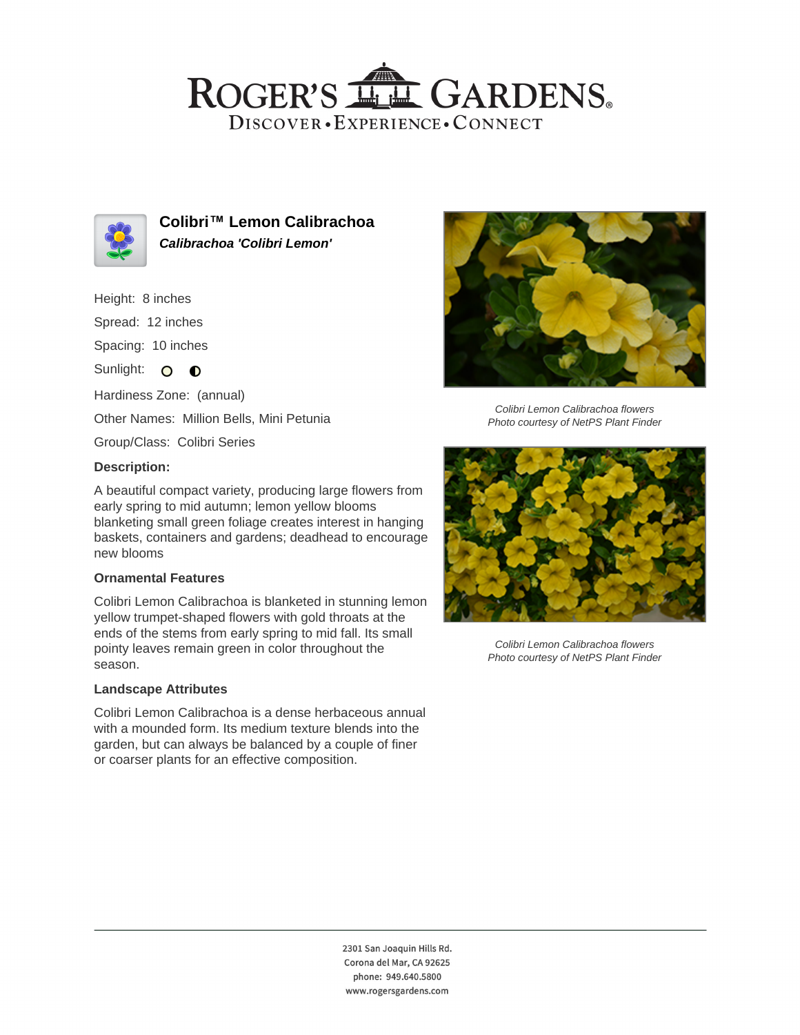# ROGER'S GARDENS

DISCOVER • EXPERIENCE • CONNECT

## Colibri™ Lemon Calibrachoa

***Calibrachoa 'Colibri Lemon'***

Height: 8 inches

Spread: 12 inches

Spacing: 10 inches

Sunlight:

Hardiness Zone: (annual)

Other Names: Million Bells, Mini Petunia

Group/Class: Colibri Series

### Description:

A beautiful compact variety, producing large flowers from early spring to mid autumn; lemon yellow blooms blanketing small green foliage creates interest in hanging baskets, containers and gardens; deadhead to encourage new blooms

### Ornamental Features

Colibri Lemon Calibrachoa is blanketed in stunning lemon yellow trumpet-shaped flowers with gold throats at the ends of the stems from early spring to mid fall. Its small pointy leaves remain green in color throughout the season.

### Landscape Attributes

Colibri Lemon Calibrachoa is a dense herbaceous annual with a mounded form. Its medium texture blends into the garden, but can always be balanced by a couple of finer or coarser plants for an effective composition.

*Colibri Lemon Calibrachoa flowers*
*Photo courtesy of NetPS Plant Finder*

*Colibri Lemon Calibrachoa flowers*
*Photo courtesy of NetPS Plant Finder*

2301 San Joaquin Hills Rd.
Corona del Mar, CA 92625
phone: 949.640.5800
www.rogersgardens.com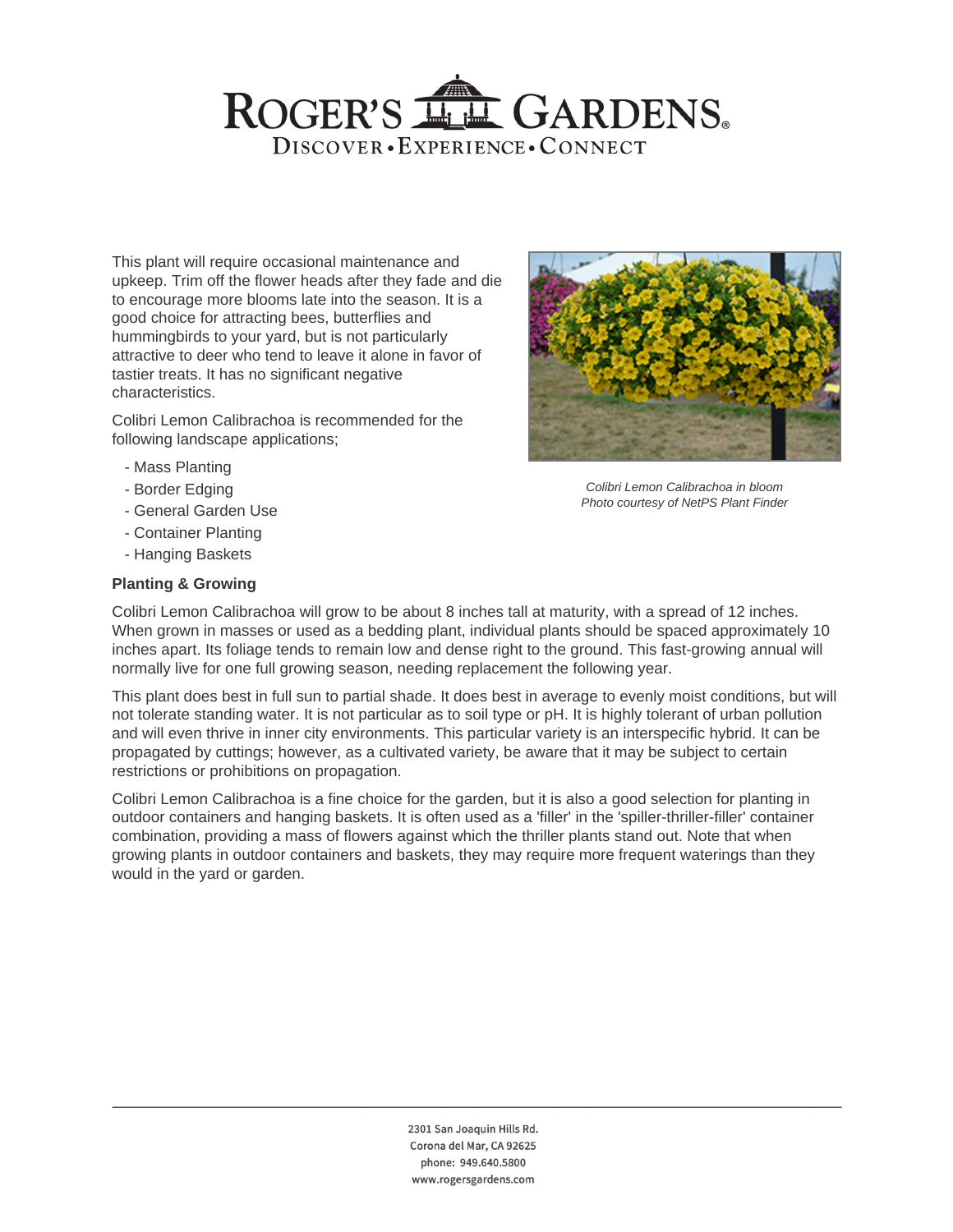This plant will require occasional maintenance and upkeep. Trim off the flower heads after they fade and die to encourage more blooms late into the season. It is a good choice for attracting bees, butterflies and hummingbirds to your yard, but is not particularly attractive to deer who tend to leave it alone in favor of tastier treats. It has no significant negative characteristics.

Colibri Lemon Calibrachoa is recommended for the following landscape applications;

- Mass Planting
- Border Edging
- General Garden Use
- Container Planting
- Hanging Baskets

*Colibri Lemon Calibrachoa in bloom*
*Photo courtesy of NetPS Plant Finder*

**Planting & Growing**

Colibri Lemon Calibrachoa will grow to be about 8 inches tall at maturity, with a spread of 12 inches. When grown in masses or used as a bedding plant, individual plants should be spaced approximately 10 inches apart. Its foliage tends to remain low and dense right to the ground. This fast-growing annual will normally live for one full growing season, needing replacement the following year.

This plant does best in full sun to partial shade. It does best in average to evenly moist conditions, but will not tolerate standing water. It is not particular as to soil type or pH. It is highly tolerant of urban pollution and will even thrive in inner city environments. This particular variety is an interspecific hybrid. It can be propagated by cuttings; however, as a cultivated variety, be aware that it may be subject to certain restrictions or prohibitions on propagation.

Colibri Lemon Calibrachoa is a fine choice for the garden, but it is also a good selection for planting in outdoor containers and hanging baskets. It is often used as a 'filler' in the 'spiller-thriller-filler' container combination, providing a mass of flowers against which the thriller plants stand out. Note that when growing plants in outdoor containers and baskets, they may require more frequent waterings than they would in the yard or garden.